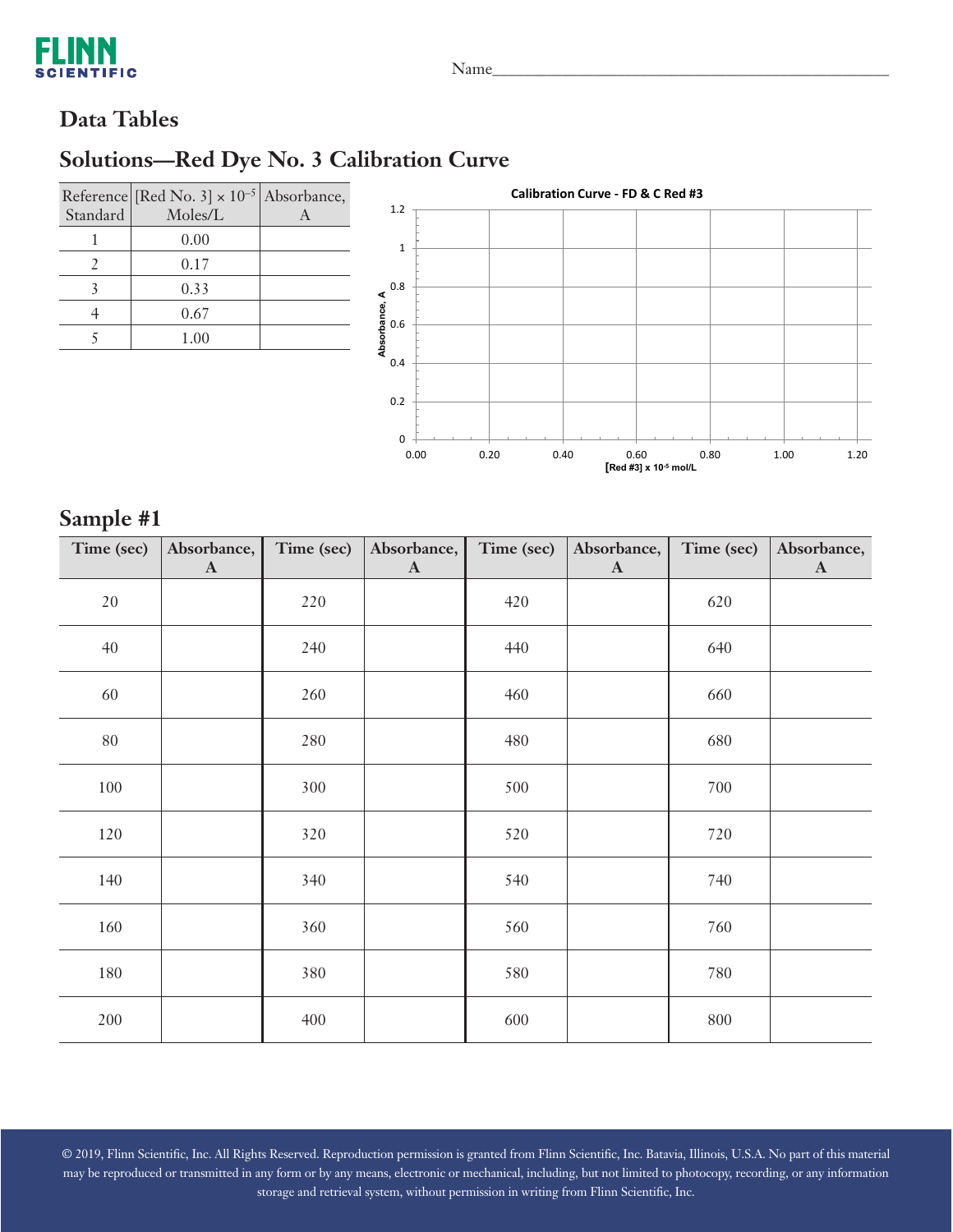Name________________________________________________

## Data Tables

## Solutions—Red Dye No. 3 Calibration Curve

| Reference Standard | [Red No. 3] × $10^{-5}$ Moles/L | Absorbance, A |
|---|---|---|
| 1 | 0.00 | |
| 2 | 0.17 | |
| 3 | 0.33 | |
| 4 | 0.67 | |
| 5 | 1.00 | |

Calibration Curve - FD & C Red #3

Absorbance, A

1.2
1
0.8
0.6
0.4
0.2
0

0.00 0.20 0.40 0.60 0.80 1.00 1.20

[Red #3] x $10^{-5}$ mol/L

## Sample #1

| Time (sec) | Absorbance, A | Time (sec) | Absorbance, A | Time (sec) | Absorbance, A | Time (sec) | Absorbance, A |
|---|---|---|---|---|---|---|---|
| 20 | | 220 | | 420 | | 620 | |
| 40 | | 240 | | 440 | | 640 | |
| 60 | | 260 | | 460 | | 660 | |
| 80 | | 280 | | 480 | | 680 | |
| 100 | | 300 | | 500 | | 700 | |
| 120 | | 320 | | 520 | | 720 | |
| 140 | | 340 | | 540 | | 740 | |
| 160 | | 360 | | 560 | | 760 | |
| 180 | | 380 | | 580 | | 780 | |
| 200 | | 400 | | 600 | | 800 | |

© 2019, Flinn Scientific, Inc. All Rights Reserved. Reproduction permission is granted from Flinn Scientific, Inc. Batavia, Illinois, U.S.A. No part of this material may be reproduced or transmitted in any form or by any means, electronic or mechanical, including, but not limited to photocopy, recording, or any information storage and retrieval system, without permission in writing from Flinn Scientific, Inc.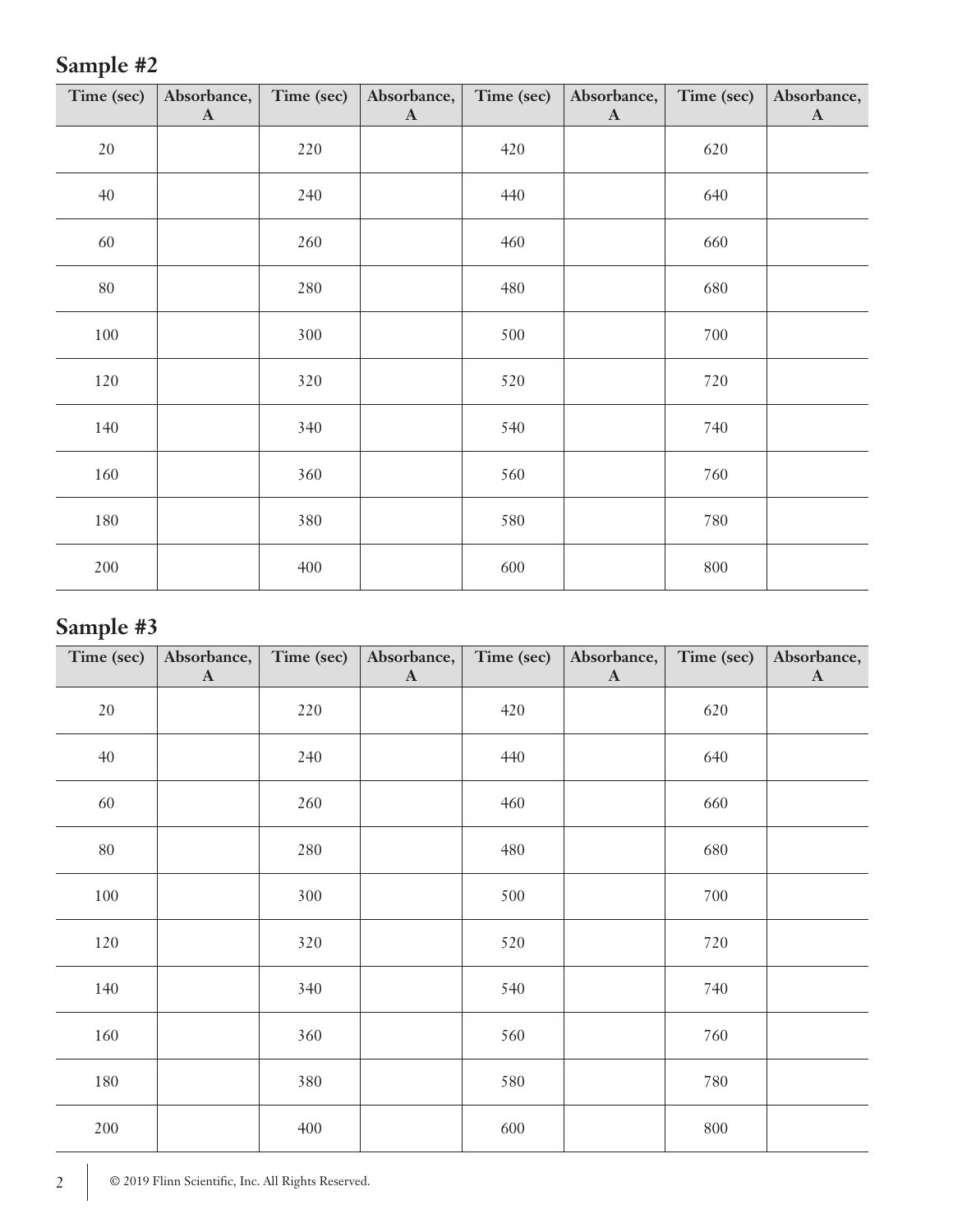## Sample #2

| Time (sec) | Absorbance, A | Time (sec) | Absorbance, A | Time (sec) | Absorbance, A | Time (sec) | Absorbance, A |
|---|---|---|---|---|---|---|---|
| 20 | | 220 | | 420 | | 620 | |
| 40 | | 240 | | 440 | | 640 | |
| 60 | | 260 | | 460 | | 660 | |
| 80 | | 280 | | 480 | | 680 | |
| 100 | | 300 | | 500 | | 700 | |
| 120 | | 320 | | 520 | | 720 | |
| 140 | | 340 | | 540 | | 740 | |
| 160 | | 360 | | 560 | | 760 | |
| 180 | | 380 | | 580 | | 780 | |
| 200 | | 400 | | 600 | | 800 | |

## Sample #3

| Time (sec) | Absorbance, A | Time (sec) | Absorbance, A | Time (sec) | Absorbance, A | Time (sec) | Absorbance, A |
|---|---|---|---|---|---|---|---|
| 20 | | 220 | | 420 | | 620 | |
| 40 | | 240 | | 440 | | 640 | |
| 60 | | 260 | | 460 | | 660 | |
| 80 | | 280 | | 480 | | 680 | |
| 100 | | 300 | | 500 | | 700 | |
| 120 | | 320 | | 520 | | 720 | |
| 140 | | 340 | | 540 | | 740 | |
| 160 | | 360 | | 560 | | 760 | |
| 180 | | 380 | | 580 | | 780 | |
| 200 | | 400 | | 600 | | 800 | |

© 2019 Flinn Scientific, Inc. All Rights Reserved.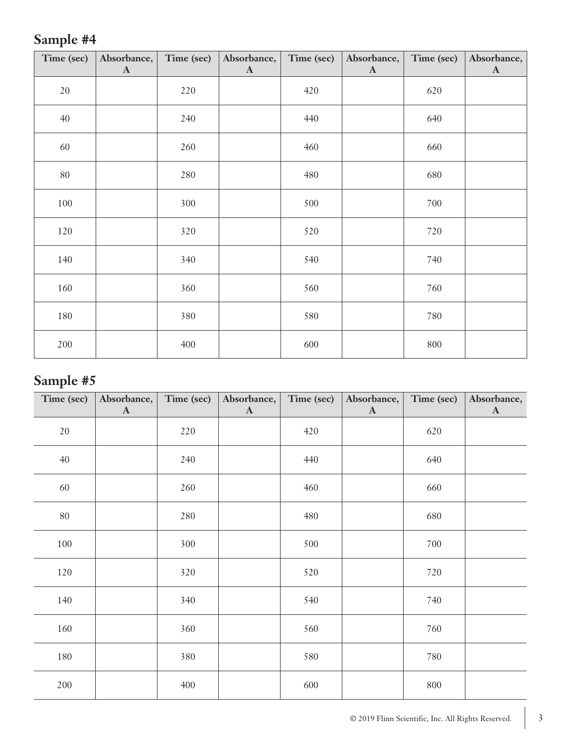## Sample #4

| Time (sec) | Absorbance, A | Time (sec) | Absorbance, A | Time (sec) | Absorbance, A | Time (sec) | Absorbance, A |
|---|---|---|---|---|---|---|---|
| 20 | | 220 | | 420 | | 620 | |
| 40 | | 240 | | 440 | | 640 | |
| 60 | | 260 | | 460 | | 660 | |
| 80 | | 280 | | 480 | | 680 | |
| 100 | | 300 | | 500 | | 700 | |
| 120 | | 320 | | 520 | | 720 | |
| 140 | | 340 | | 540 | | 740 | |
| 160 | | 360 | | 560 | | 760 | |
| 180 | | 380 | | 580 | | 780 | |
| 200 | | 400 | | 600 | | 800 | |

## Sample #5

| Time (sec) | Absorbance, A | Time (sec) | Absorbance, A | Time (sec) | Absorbance, A | Time (sec) | Absorbance, A |
|---|---|---|---|---|---|---|---|
| 20 | | 220 | | 420 | | 620 | |
| 40 | | 240 | | 440 | | 640 | |
| 60 | | 260 | | 460 | | 660 | |
| 80 | | 280 | | 480 | | 680 | |
| 100 | | 300 | | 500 | | 700 | |
| 120 | | 320 | | 520 | | 720 | |
| 140 | | 340 | | 540 | | 740 | |
| 160 | | 360 | | 560 | | 760 | |
| 180 | | 380 | | 580 | | 780 | |
| 200 | | 400 | | 600 | | 800 | |

© 2019 Flinn Scientific, Inc. All Rights Reserved.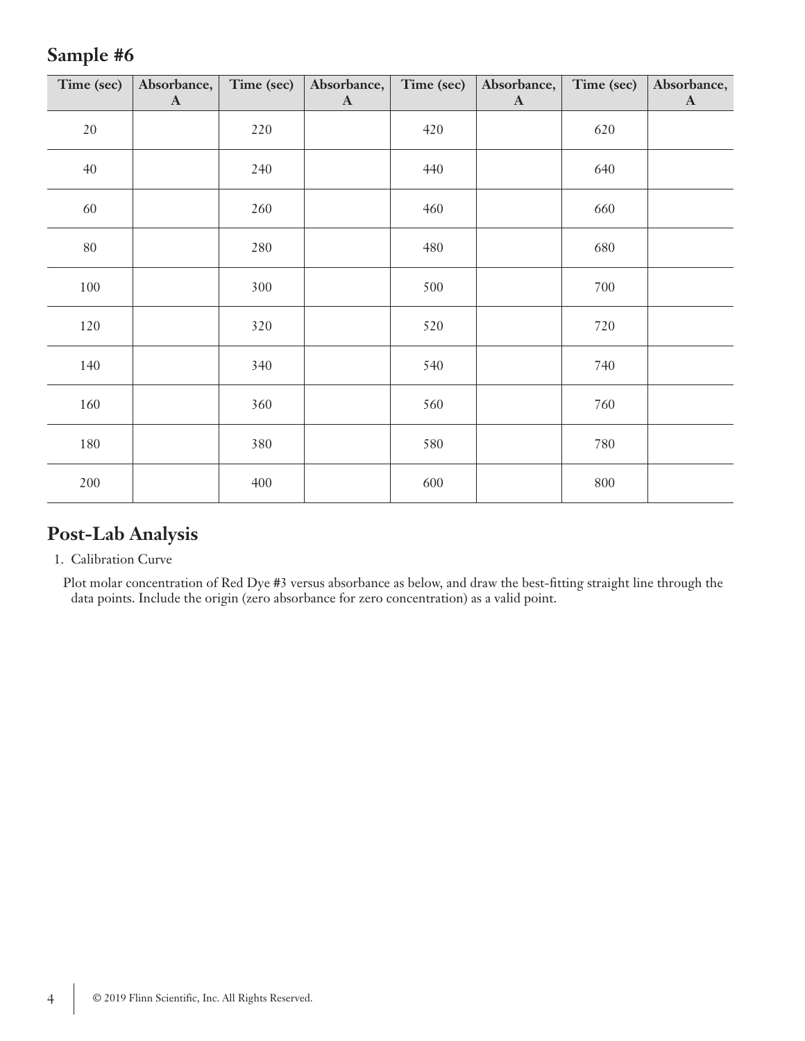## Sample #6

| Time (sec) | Absorbance, A | Time (sec) | Absorbance, A | Time (sec) | Absorbance, A | Time (sec) | Absorbance, A |
|---|---|---|---|---|---|---|---|
| 20 | | 220 | | 420 | | 620 | |
| 40 | | 240 | | 440 | | 640 | |
| 60 | | 260 | | 460 | | 660 | |
| 80 | | 280 | | 480 | | 680 | |
| 100 | | 300 | | 500 | | 700 | |
| 120 | | 320 | | 520 | | 720 | |
| 140 | | 340 | | 540 | | 740 | |
| 160 | | 360 | | 560 | | 760 | |
| 180 | | 380 | | 580 | | 780 | |
| 200 | | 400 | | 600 | | 800 | |

## Post-Lab Analysis

1. Calibration Curve

   Plot molar concentration of Red Dye #3 versus absorbance as below, and draw the best-fitting straight line through the data points. Include the origin (zero absorbance for zero concentration) as a valid point.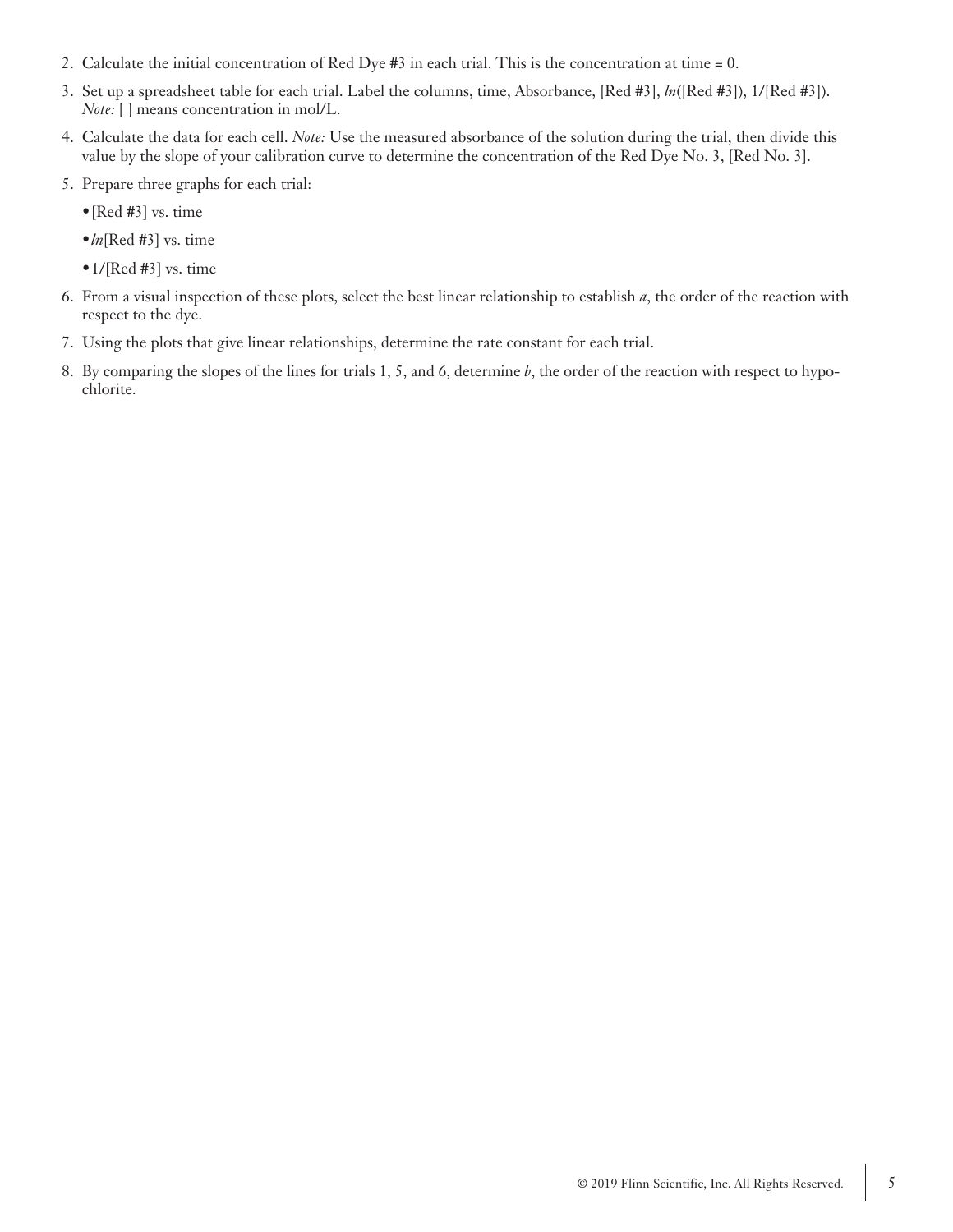2. Calculate the initial concentration of Red Dye #3 in each trial. This is the concentration at time = 0.
3. Set up a spreadsheet table for each trial. Label the columns, time, Absorbance, [Red #3], *ln*([Red #3]), 1/[Red #3]). *Note:* [ ] means concentration in mol/L.
4. Calculate the data for each cell. *Note:* Use the measured absorbance of the solution during the trial, then divide this value by the slope of your calibration curve to determine the concentration of the Red Dye No. 3, [Red No. 3].
5. Prepare three graphs for each trial:
   - [Red #3] vs. time
   - *ln*[Red #3] vs. time
   - 1/[Red #3] vs. time
6. From a visual inspection of these plots, select the best linear relationship to establish *a*, the order of the reaction with respect to the dye.
7. Using the plots that give linear relationships, determine the rate constant for each trial.
8. By comparing the slopes of the lines for trials 1, 5, and 6, determine *b*, the order of the reaction with respect to hypochlorite.

© 2019 Flinn Scientific, Inc. All Rights Reserved.